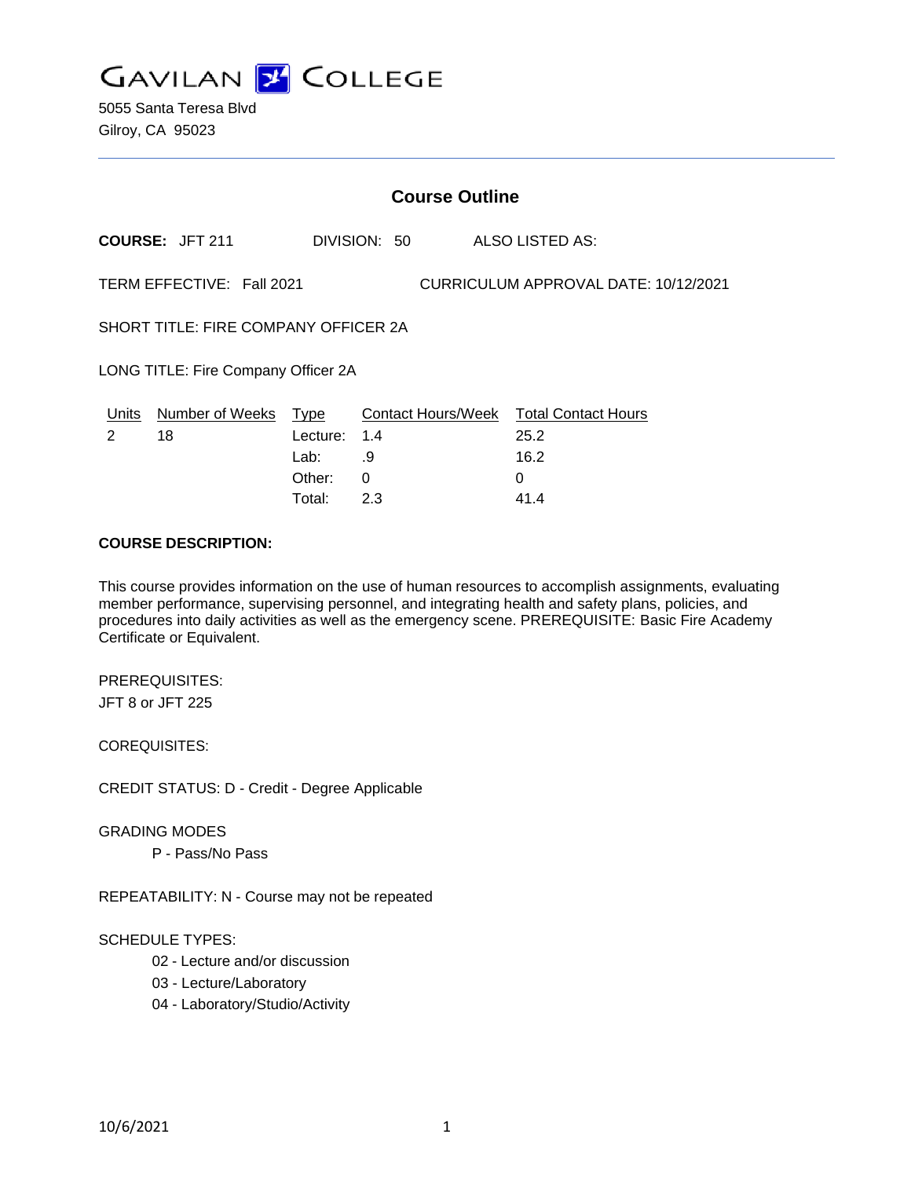# GAVILAN COLLEGE

5055 Santa Teresa Blvd
Gilroy, CA 95023

## Course Outline

**COURSE:** JFT 211 DIVISION: 50 ALSO LISTED AS:

TERM EFFECTIVE: Fall 2021 CURRICULUM APPROVAL DATE: 10/12/2021

SHORT TITLE: FIRE COMPANY OFFICER 2A

LONG TITLE: Fire Company Officer 2A

| Units | Number of Weeks | Type | Contact Hours/Week | Total Contact Hours |
|---|---|---|---|---|
| 2 | 18 | Lecture: | 1.4 | 25.2 |
| | | Lab: | .9 | 16.2 |
| | | Other: | 0 | 0 |
| | | Total: | 2.3 | 41.4 |

**COURSE DESCRIPTION:**

This course provides information on the use of human resources to accomplish assignments, evaluating member performance, supervising personnel, and integrating health and safety plans, policies, and procedures into daily activities as well as the emergency scene. PREREQUISITE: Basic Fire Academy Certificate or Equivalent.

PREREQUISITES:
JFT 8 or JFT 225

COREQUISITES:

CREDIT STATUS: D - Credit - Degree Applicable

GRADING MODES
- P - Pass/No Pass

REPEATABILITY: N - Course may not be repeated

SCHEDULE TYPES:
- 02 - Lecture and/or discussion
- 03 - Lecture/Laboratory
- 04 - Laboratory/Studio/Activity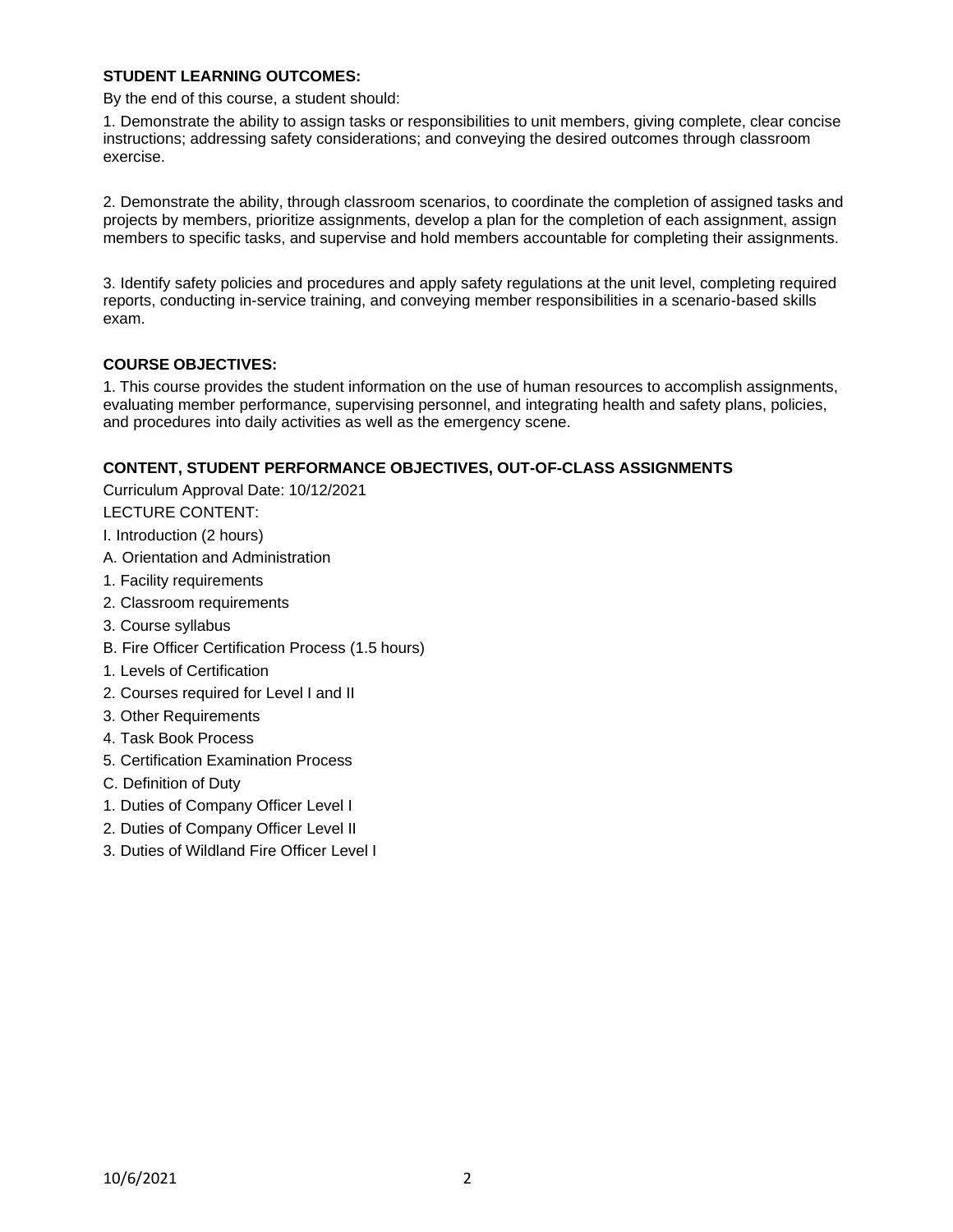**STUDENT LEARNING OUTCOMES:**

By the end of this course, a student should:

1. Demonstrate the ability to assign tasks or responsibilities to unit members, giving complete, clear concise instructions; addressing safety considerations; and conveying the desired outcomes through classroom exercise.

2. Demonstrate the ability, through classroom scenarios, to coordinate the completion of assigned tasks and projects by members, prioritize assignments, develop a plan for the completion of each assignment, assign members to specific tasks, and supervise and hold members accountable for completing their assignments.

3. Identify safety policies and procedures and apply safety regulations at the unit level, completing required reports, conducting in-service training, and conveying member responsibilities in a scenario-based skills exam.

**COURSE OBJECTIVES:**

1. This course provides the student information on the use of human resources to accomplish assignments, evaluating member performance, supervising personnel, and integrating health and safety plans, policies, and procedures into daily activities as well as the emergency scene.

**CONTENT, STUDENT PERFORMANCE OBJECTIVES, OUT-OF-CLASS ASSIGNMENTS**

Curriculum Approval Date: 10/12/2021

LECTURE CONTENT:

I. Introduction (2 hours)

A. Orientation and Administration

1. Facility requirements

2. Classroom requirements

3. Course syllabus

B. Fire Officer Certification Process (1.5 hours)

1. Levels of Certification

2. Courses required for Level I and II

3. Other Requirements

4. Task Book Process

5. Certification Examination Process

C. Definition of Duty

1. Duties of Company Officer Level I

2. Duties of Company Officer Level II

3. Duties of Wildland Fire Officer Level I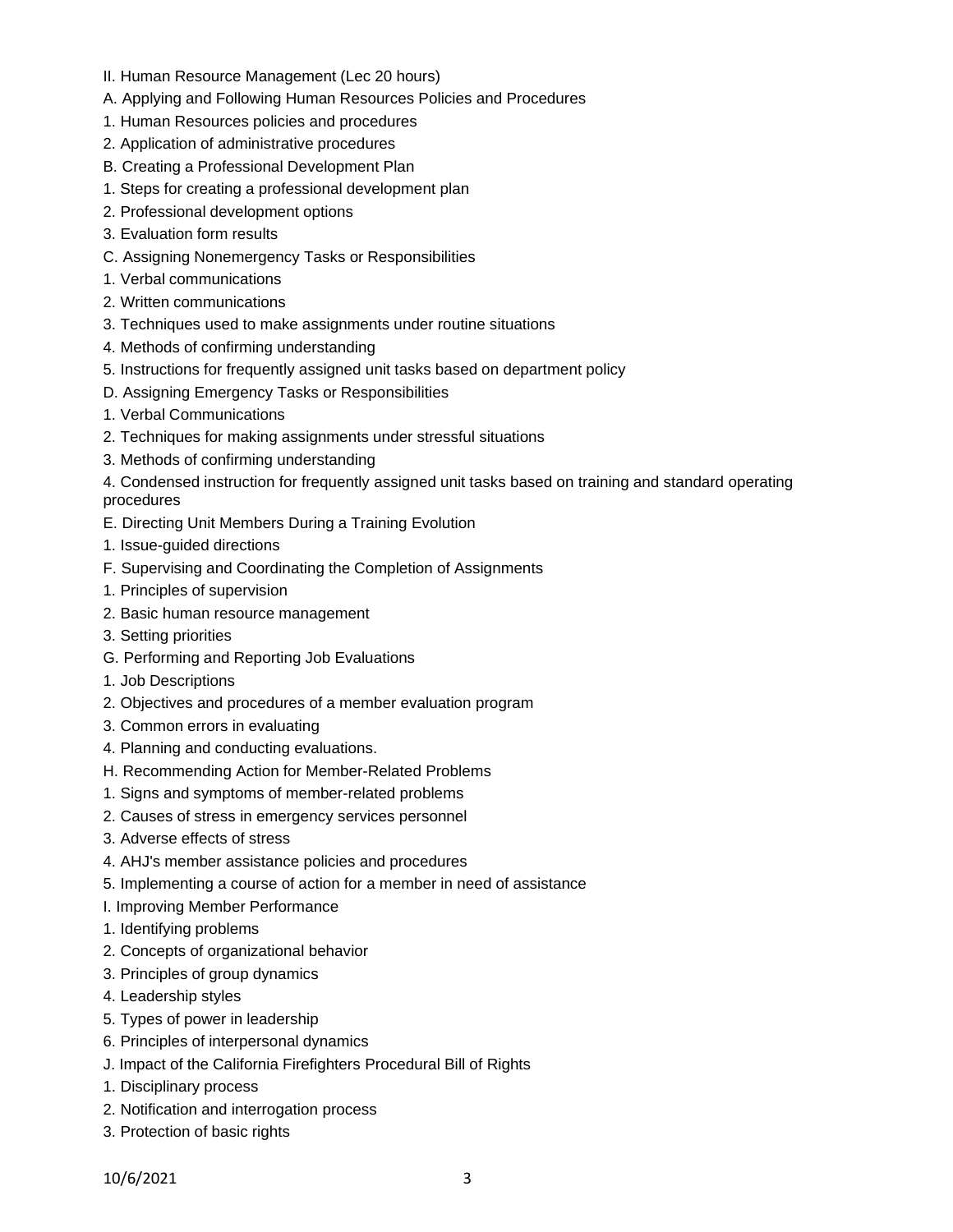II. Human Resource Management (Lec 20 hours)

A. Applying and Following Human Resources Policies and Procedures

1. Human Resources policies and procedures
2. Application of administrative procedures

B. Creating a Professional Development Plan

1. Steps for creating a professional development plan
2. Professional development options
3. Evaluation form results

C. Assigning Nonemergency Tasks or Responsibilities

1. Verbal communications
2. Written communications
3. Techniques used to make assignments under routine situations
4. Methods of confirming understanding
5. Instructions for frequently assigned unit tasks based on department policy

D. Assigning Emergency Tasks or Responsibilities

1. Verbal Communications
2. Techniques for making assignments under stressful situations
3. Methods of confirming understanding
4. Condensed instruction for frequently assigned unit tasks based on training and standard operating procedures

E. Directing Unit Members During a Training Evolution

1. Issue-guided directions

F. Supervising and Coordinating the Completion of Assignments

1. Principles of supervision
2. Basic human resource management
3. Setting priorities

G. Performing and Reporting Job Evaluations

1. Job Descriptions
2. Objectives and procedures of a member evaluation program
3. Common errors in evaluating
4. Planning and conducting evaluations.

H. Recommending Action for Member-Related Problems

1. Signs and symptoms of member-related problems
2. Causes of stress in emergency services personnel
3. Adverse effects of stress
4. AHJ's member assistance policies and procedures
5. Implementing a course of action for a member in need of assistance

I. Improving Member Performance

1. Identifying problems
2. Concepts of organizational behavior
3. Principles of group dynamics
4. Leadership styles
5. Types of power in leadership
6. Principles of interpersonal dynamics

J. Impact of the California Firefighters Procedural Bill of Rights

1. Disciplinary process
2. Notification and interrogation process
3. Protection of basic rights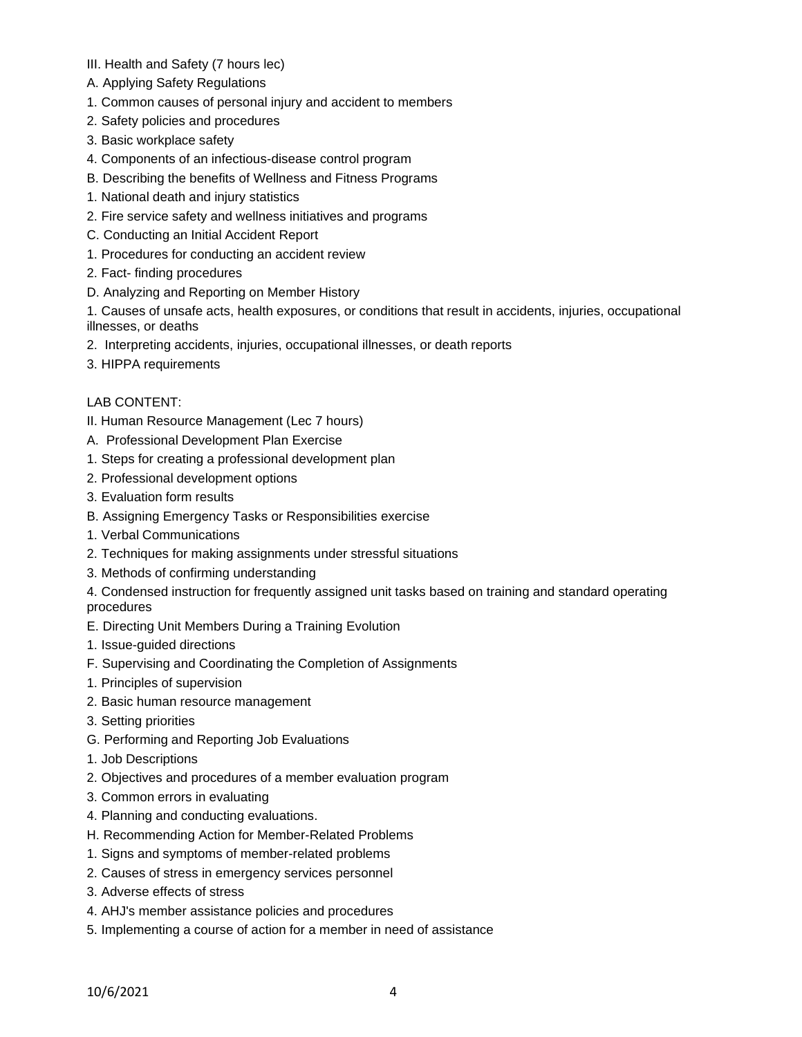III. Health and Safety (7 hours lec)

A. Applying Safety Regulations

1. Common causes of personal injury and accident to members
2. Safety policies and procedures
3. Basic workplace safety
4. Components of an infectious-disease control program

B. Describing the benefits of Wellness and Fitness Programs

1. National death and injury statistics
2. Fire service safety and wellness initiatives and programs

C. Conducting an Initial Accident Report

1. Procedures for conducting an accident review
2. Fact- finding procedures

D. Analyzing and Reporting on Member History

1. Causes of unsafe acts, health exposures, or conditions that result in accidents, injuries, occupational illnesses, or deaths
2. Interpreting accidents, injuries, occupational illnesses, or death reports
3. HIPPA requirements

LAB CONTENT:

II. Human Resource Management (Lec 7 hours)

A. Professional Development Plan Exercise

1. Steps for creating a professional development plan
2. Professional development options
3. Evaluation form results

B. Assigning Emergency Tasks or Responsibilities exercise

1. Verbal Communications
2. Techniques for making assignments under stressful situations
3. Methods of confirming understanding
4. Condensed instruction for frequently assigned unit tasks based on training and standard operating procedures

E. Directing Unit Members During a Training Evolution

1. Issue-guided directions

F. Supervising and Coordinating the Completion of Assignments

1. Principles of supervision
2. Basic human resource management
3. Setting priorities

G. Performing and Reporting Job Evaluations

1. Job Descriptions
2. Objectives and procedures of a member evaluation program
3. Common errors in evaluating
4. Planning and conducting evaluations.

H. Recommending Action for Member-Related Problems

1. Signs and symptoms of member-related problems
2. Causes of stress in emergency services personnel
3. Adverse effects of stress
4. AHJ's member assistance policies and procedures
5. Implementing a course of action for a member in need of assistance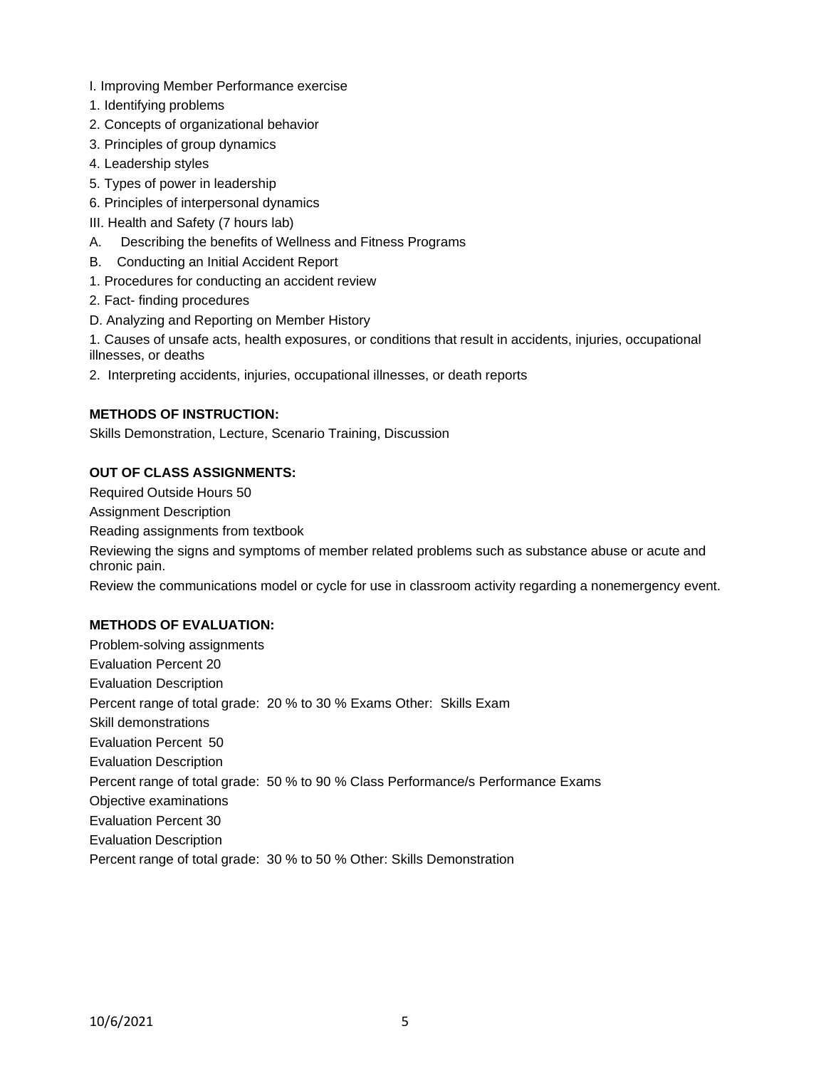I. Improving Member Performance exercise

1. Identifying problems
2. Concepts of organizational behavior
3. Principles of group dynamics
4. Leadership styles
5. Types of power in leadership
6. Principles of interpersonal dynamics

III. Health and Safety (7 hours lab)

A. Describing the benefits of Wellness and Fitness Programs

B. Conducting an Initial Accident Report

1. Procedures for conducting an accident review
2. Fact- finding procedures

D. Analyzing and Reporting on Member History

1. Causes of unsafe acts, health exposures, or conditions that result in accidents, injuries, occupational illnesses, or deaths
2. Interpreting accidents, injuries, occupational illnesses, or death reports

**METHODS OF INSTRUCTION:**

Skills Demonstration, Lecture, Scenario Training, Discussion

**OUT OF CLASS ASSIGNMENTS:**

Required Outside Hours 50

Assignment Description

Reading assignments from textbook

Reviewing the signs and symptoms of member related problems such as substance abuse or acute and chronic pain.

Review the communications model or cycle for use in classroom activity regarding a nonemergency event.

**METHODS OF EVALUATION:**

Problem-solving assignments

Evaluation Percent 20

Evaluation Description

Percent range of total grade: 20 % to 30 % Exams Other: Skills Exam

Skill demonstrations

Evaluation Percent 50

Evaluation Description

Percent range of total grade: 50 % to 90 % Class Performance/s Performance Exams

Objective examinations

Evaluation Percent 30

Evaluation Description

Percent range of total grade: 30 % to 50 % Other: Skills Demonstration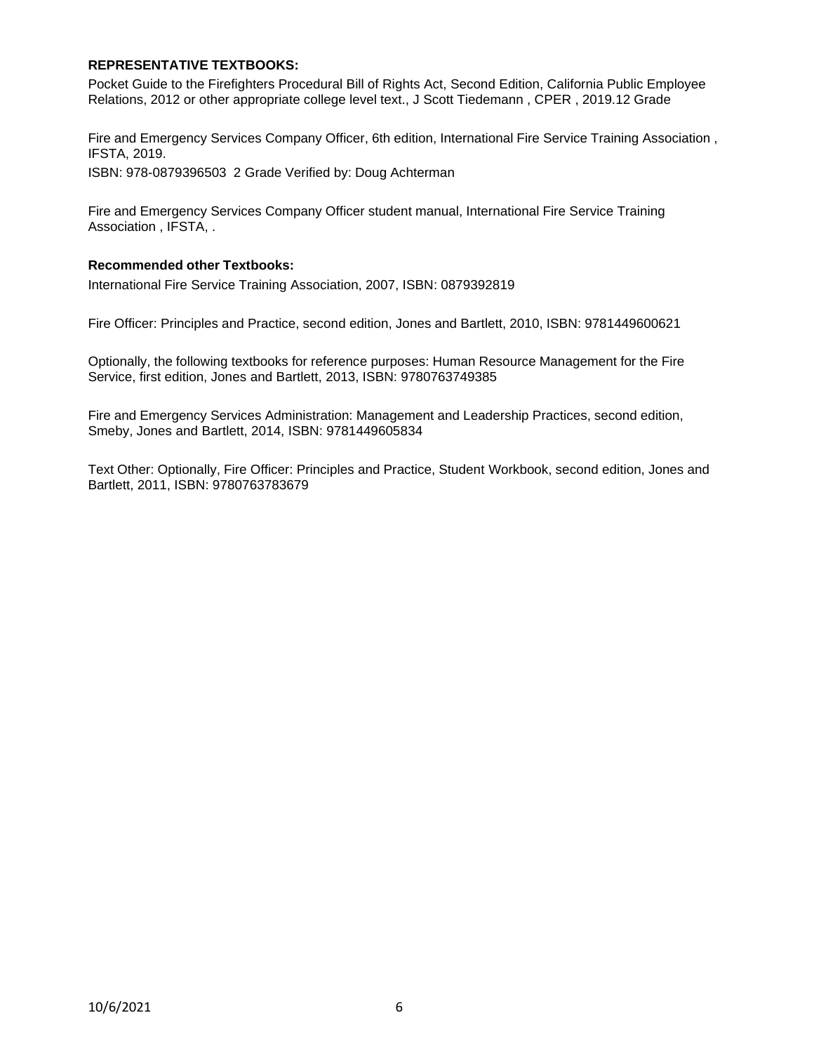**REPRESENTATIVE TEXTBOOKS:**

Pocket Guide to the Firefighters Procedural Bill of Rights Act, Second Edition, California Public Employee Relations, 2012 or other appropriate college level text., J Scott Tiedemann , CPER , 2019.12 Grade

Fire and Emergency Services Company Officer, 6th edition, International Fire Service Training Association , IFSTA, 2019.
ISBN: 978-0879396503  2 Grade Verified by: Doug Achterman

Fire and Emergency Services Company Officer student manual, International Fire Service Training Association , IFSTA, .

**Recommended other Textbooks:**

International Fire Service Training Association, 2007, ISBN: 0879392819

Fire Officer: Principles and Practice, second edition, Jones and Bartlett, 2010, ISBN: 9781449600621

Optionally, the following textbooks for reference purposes: Human Resource Management for the Fire Service, first edition, Jones and Bartlett, 2013, ISBN: 9780763749385

Fire and Emergency Services Administration: Management and Leadership Practices, second edition, Smeby, Jones and Bartlett, 2014, ISBN: 9781449605834

Text Other: Optionally, Fire Officer: Principles and Practice, Student Workbook, second edition, Jones and Bartlett, 2011, ISBN: 9780763783679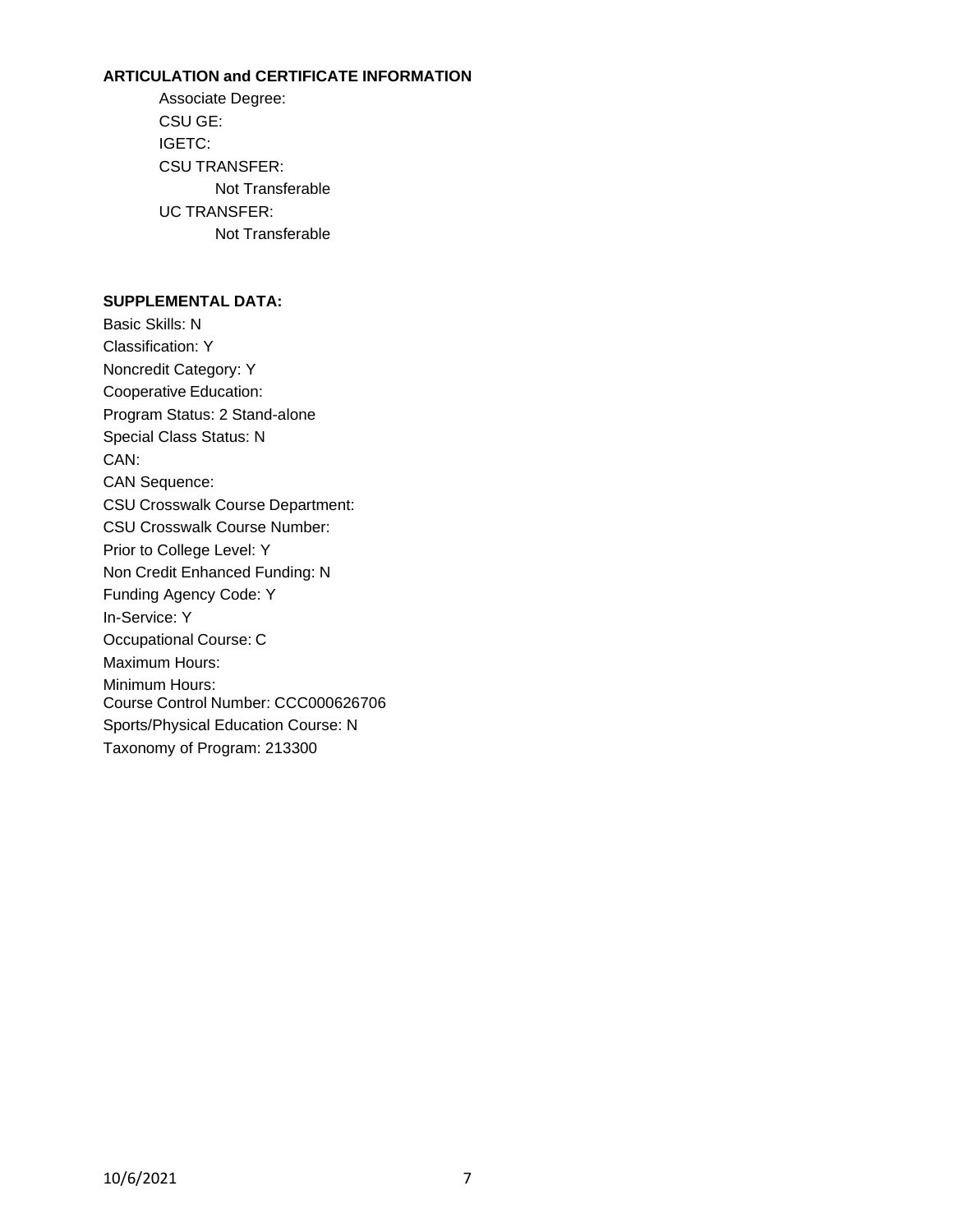**ARTICULATION and CERTIFICATE INFORMATION**

Associate Degree:

CSU GE:

IGETC:

CSU TRANSFER:

Not Transferable

UC TRANSFER:

Not Transferable

**SUPPLEMENTAL DATA:**

Basic Skills: N

Classification: Y

Noncredit Category: Y

Cooperative Education:

Program Status: 2 Stand-alone

Special Class Status: N

CAN:

CAN Sequence:

CSU Crosswalk Course Department:

CSU Crosswalk Course Number:

Prior to College Level: Y

Non Credit Enhanced Funding: N

Funding Agency Code: Y

In-Service: Y

Occupational Course: C

Maximum Hours:

Minimum Hours:

Course Control Number: CCC000626706

Sports/Physical Education Course: N

Taxonomy of Program: 213300